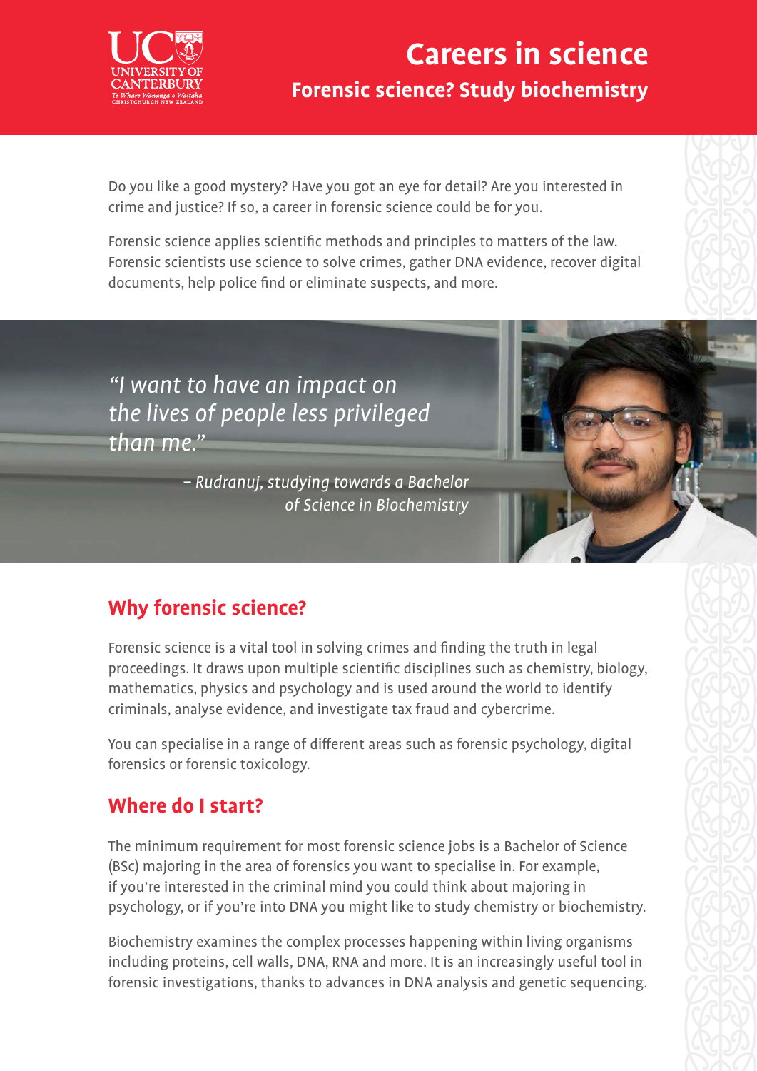# Careers in science

## Forensic science? Study biochemistry

Do you like a good mystery? Have you got an eye for detail? Are you interested in crime and justice? If so, a career in forensic science could be for you.

Forensic science applies scientific methods and principles to matters of the law. Forensic scientists use science to solve crimes, gather DNA evidence, recover digital documents, help police find or eliminate suspects, and more.

*"I want to have an impact on the lives of people less privileged than me."*

*– Rudranuj, studying towards a Bachelor of Science in Biochemistry*

## Why forensic science?

Forensic science is a vital tool in solving crimes and finding the truth in legal proceedings. It draws upon multiple scientific disciplines such as chemistry, biology, mathematics, physics and psychology and is used around the world to identify criminals, analyse evidence, and investigate tax fraud and cybercrime.

You can specialise in a range of different areas such as forensic psychology, digital forensics or forensic toxicology.

## Where do I start?

The minimum requirement for most forensic science jobs is a Bachelor of Science (BSc) majoring in the area of forensics you want to specialise in. For example, if you're interested in the criminal mind you could think about majoring in psychology, or if you're into DNA you might like to study chemistry or biochemistry.

Biochemistry examines the complex processes happening within living organisms including proteins, cell walls, DNA, RNA and more. It is an increasingly useful tool in forensic investigations, thanks to advances in DNA analysis and genetic sequencing.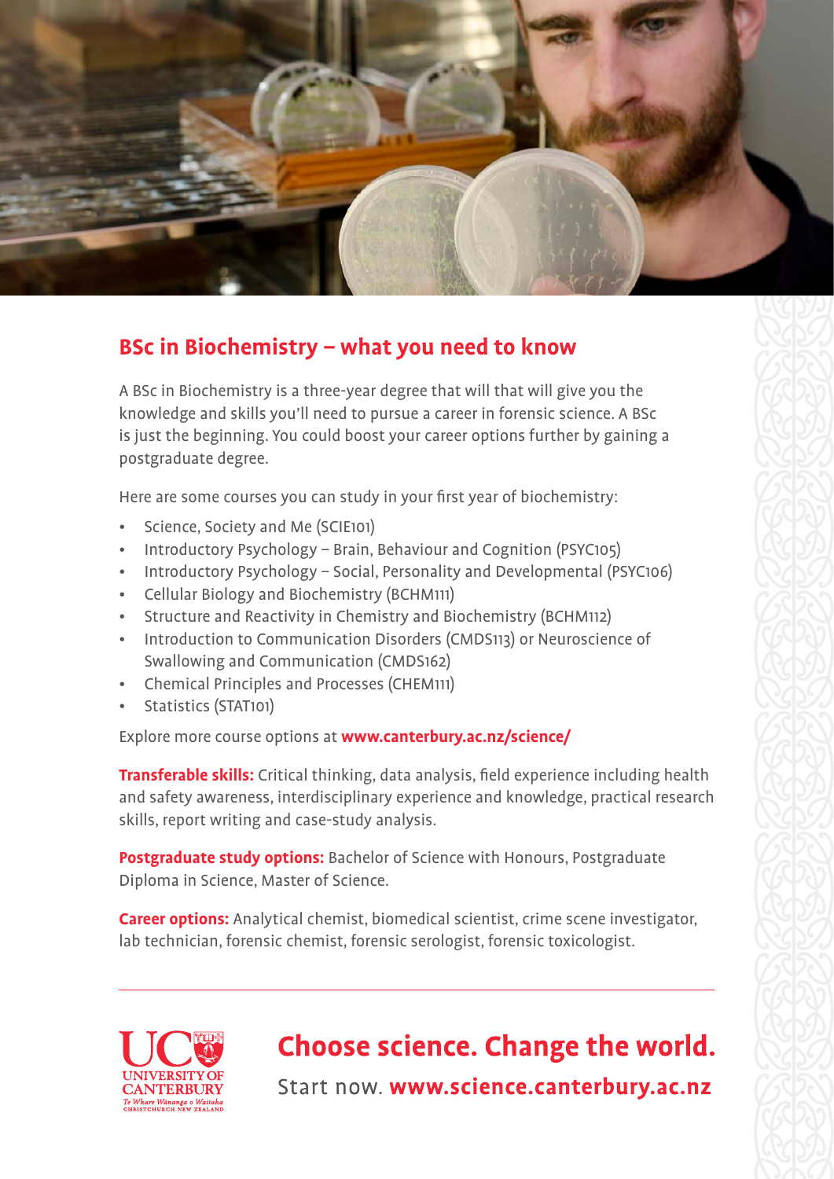## BSc in Biochemistry – what you need to know

A BSc in Biochemistry is a three-year degree that will that will give you the knowledge and skills you'll need to pursue a career in forensic science. A BSc is just the beginning. You could boost your career options further by gaining a postgraduate degree.

Here are some courses you can study in your first year of biochemistry:

- Science, Society and Me (SCIE101)
- Introductory Psychology – Brain, Behaviour and Cognition (PSYC105)
- Introductory Psychology – Social, Personality and Developmental (PSYC106)
- Cellular Biology and Biochemistry (BCHM111)
- Structure and Reactivity in Chemistry and Biochemistry (BCHM112)
- Introduction to Communication Disorders (CMDS113) or Neuroscience of Swallowing and Communication (CMDS162)
- Chemical Principles and Processes (CHEM111)
- Statistics (STAT101)

Explore more course options at **www.canterbury.ac.nz/science/**

**Transferable skills:** Critical thinking, data analysis, field experience including health and safety awareness, interdisciplinary experience and knowledge, practical research skills, report writing and case-study analysis.

**Postgraduate study options:** Bachelor of Science with Honours, Postgraduate Diploma in Science, Master of Science.

**Career options:** Analytical chemist, biomedical scientist, crime scene investigator, lab technician, forensic chemist, forensic serologist, forensic toxicologist.

---

UC UNIVERSITY OF CANTERBURY
*Te Whare Wānanga o Waitaha*
CHRISTCHURCH NEW ZEALAND

**Choose science. Change the world.**

Start now. **www.science.canterbury.ac.nz**